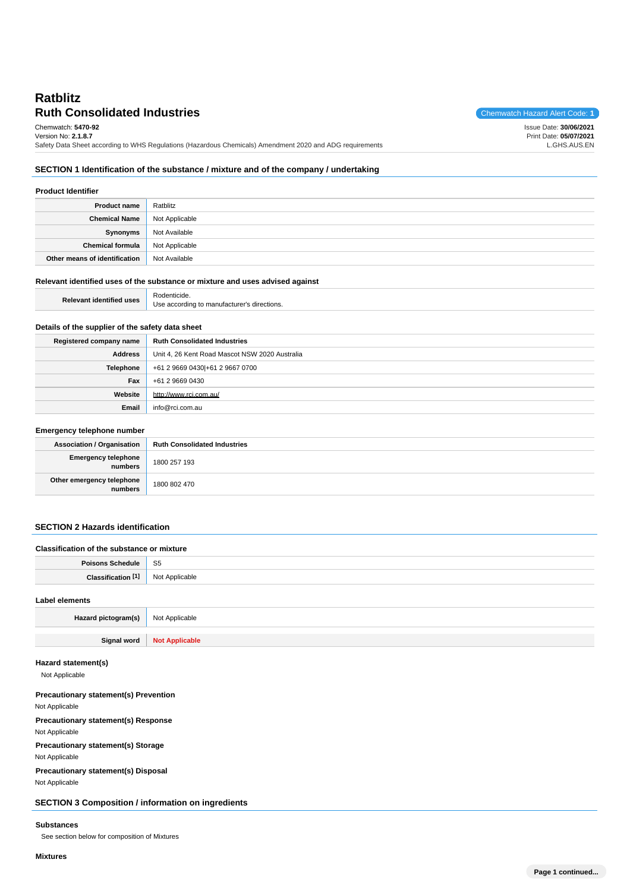# Ratblitz
## Ruth Consolidated Industries

Chemwatch Hazard Alert Code: **1**

Chemwatch: **5470-92**
Version No: **2.1.8.7**
Safety Data Sheet according to WHS Regulations (Hazardous Chemicals) Amendment 2020 and ADG requirements

Issue Date: **30/06/2021**
Print Date: **05/07/2021**
L.GHS.AUS.EN

## SECTION 1 Identification of the substance / mixture and of the company / undertaking

### Product Identifier

| | |
|---|---|
| **Product name** | Ratblitz |
| **Chemical Name** | Not Applicable |
| **Synonyms** | Not Available |
| **Chemical formula** | Not Applicable |
| **Other means of identification** | Not Available |

### Relevant identified uses of the substance or mixture and uses advised against

| | |
|---|---|
| **Relevant identified uses** | Rodenticide.<br>Use according to manufacturer's directions. |

### Details of the supplier of the safety data sheet

| | |
|---|---|
| **Registered company name** | **Ruth Consolidated Industries** |
| **Address** | Unit 4, 26 Kent Road Mascot NSW 2020 Australia |
| **Telephone** | +61 2 9669 0430\|+61 2 9667 0700 |
| **Fax** | +61 2 9669 0430 |
| **Website** | http://www.rci.com.au/ |
| **Email** | info@rci.com.au |

### Emergency telephone number

| | |
|---|---|
| **Association / Organisation** | **Ruth Consolidated Industries** |
| **Emergency telephone numbers** | 1800 257 193 |
| **Other emergency telephone numbers** | 1800 802 470 |

## SECTION 2 Hazards identification

### Classification of the substance or mixture

| | |
|---|---|
| **Poisons Schedule** | S5 |
| **Classification [1]** | Not Applicable |

### Label elements

| | |
|---|---|
| **Hazard pictogram(s)** | Not Applicable |
| **Signal word** | **Not Applicable** |

### Hazard statement(s)

Not Applicable

### Precautionary statement(s) Prevention

Not Applicable

### Precautionary statement(s) Response

Not Applicable

### Precautionary statement(s) Storage

Not Applicable

### Precautionary statement(s) Disposal

Not Applicable

## SECTION 3 Composition / information on ingredients

### Substances

See section below for composition of Mixtures

### Mixtures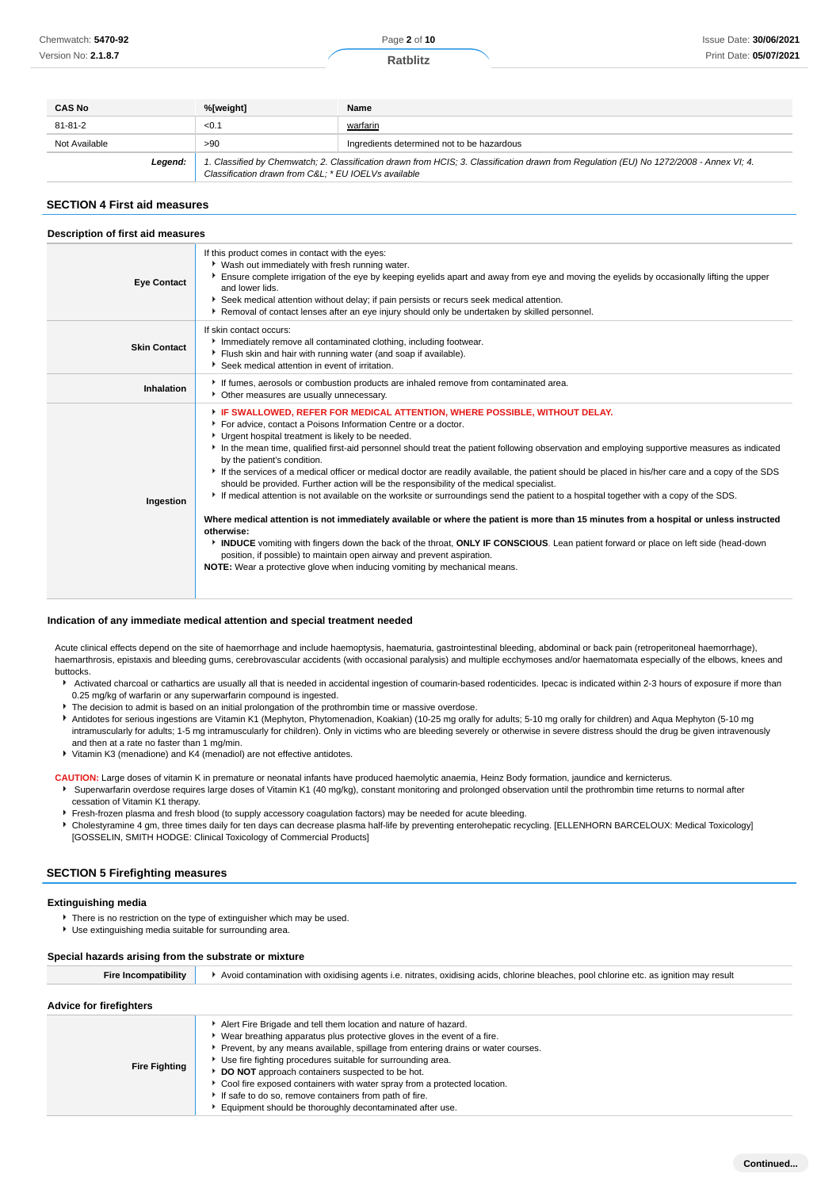| CAS No | %[weight] | Name |
|---|---|---|
| 81-81-2 | <0.1 | warfarin |
| Not Available | >90 | Ingredients determined not to be hazardous |
| **Legend:** | *1. Classified by Chemwatch; 2. Classification drawn from HCIS; 3. Classification drawn from Regulation (EU) No 1272/2008 - Annex VI; 4. Classification drawn from C&L; * EU IOELVs available* | |

## SECTION 4 First aid measures

### Description of first aid measures

| | |
|---|---|
| **Eye Contact** | If this product comes in contact with the eyes:<br>▸ Wash out immediately with fresh running water.<br>▸ Ensure complete irrigation of the eye by keeping eyelids apart and away from eye and moving the eyelids by occasionally lifting the upper and lower lids.<br>▸ Seek medical attention without delay; if pain persists or recurs seek medical attention.<br>▸ Removal of contact lenses after an eye injury should only be undertaken by skilled personnel. |
| **Skin Contact** | If skin contact occurs:<br>▸ Immediately remove all contaminated clothing, including footwear.<br>▸ Flush skin and hair with running water (and soap if available).<br>▸ Seek medical attention in event of irritation. |
| **Inhalation** | ▸ If fumes, aerosols or combustion products are inhaled remove from contaminated area.<br>▸ Other measures are usually unnecessary. |
| **Ingestion** | ▸ **IF SWALLOWED, REFER FOR MEDICAL ATTENTION, WHERE POSSIBLE, WITHOUT DELAY.**<br>▸ For advice, contact a Poisons Information Centre or a doctor.<br>▸ Urgent hospital treatment is likely to be needed.<br>▸ In the mean time, qualified first-aid personnel should treat the patient following observation and employing supportive measures as indicated by the patient's condition.<br>▸ If the services of a medical officer or medical doctor are readily available, the patient should be placed in his/her care and a copy of the SDS should be provided. Further action will be the responsibility of the medical specialist.<br>▸ If medical attention is not available on the worksite or surroundings send the patient to a hospital together with a copy of the SDS.<br><br>**Where medical attention is not immediately available or where the patient is more than 15 minutes from a hospital or unless instructed otherwise:**<br>▸ **INDUCE** vomiting with fingers down the back of the throat, **ONLY IF CONSCIOUS**. Lean patient forward or place on left side (head-down position, if possible) to maintain open airway and prevent aspiration.<br>**NOTE:** Wear a protective glove when inducing vomiting by mechanical means. |

### Indication of any immediate medical attention and special treatment needed

Acute clinical effects depend on the site of haemorrhage and include haemoptysis, haematuria, gastrointestinal bleeding, abdominal or back pain (retroperitoneal haemorrhage), haemarthrosis, epistaxis and bleeding gums, cerebrovascular accidents (with occasional paralysis) and multiple ecchymoses and/or haematomata especially of the elbows, knees and buttocks.

- Activated charcoal or cathartics are usually all that is needed in accidental ingestion of coumarin-based rodenticides. Ipecac is indicated within 2-3 hours of exposure if more than 0.25 mg/kg of warfarin or any superwarfarin compound is ingested.
- The decision to admit is based on an initial prolongation of the prothrombin time or massive overdose.
- Antidotes for serious ingestions are Vitamin K1 (Mephyton, Phytomenadion, Koakian) (10-25 mg orally for adults; 5-10 mg orally for children) and Aqua Mephyton (5-10 mg intramuscularly for adults; 1-5 mg intramuscularly for children). Only in victims who are bleeding severely or otherwise in severe distress should the drug be given intravenously and then at a rate no faster than 1 mg/min.
- Vitamin K3 (menadione) and K4 (menadiol) are not effective antidotes.

**CAUTION:** Large doses of vitamin K in premature or neonatal infants have produced haemolytic anaemia, Heinz Body formation, jaundice and kernicterus.

- Superwarfarin overdose requires large doses of Vitamin K1 (40 mg/kg), constant monitoring and prolonged observation until the prothrombin time returns to normal after cessation of Vitamin K1 therapy.
- Fresh-frozen plasma and fresh blood (to supply accessory coagulation factors) may be needed for acute bleeding.
- Cholestyramine 4 gm, three times daily for ten days can decrease plasma half-life by preventing enterohepatic recycling. [ELLENHORN BARCELOUX: Medical Toxicology] [GOSSELIN, SMITH HODGE: Clinical Toxicology of Commercial Products]

## SECTION 5 Firefighting measures

### Extinguishing media

- There is no restriction on the type of extinguisher which may be used.
- Use extinguishing media suitable for surrounding area.

### Special hazards arising from the substrate or mixture

| | |
|---|---|
| **Fire Incompatibility** | ▸ Avoid contamination with oxidising agents i.e. nitrates, oxidising acids, chlorine bleaches, pool chlorine etc. as ignition may result |

### Advice for firefighters

| | |
|---|---|
| **Fire Fighting** | ▸ Alert Fire Brigade and tell them location and nature of hazard.<br>▸ Wear breathing apparatus plus protective gloves in the event of a fire.<br>▸ Prevent, by any means available, spillage from entering drains or water courses.<br>▸ Use fire fighting procedures suitable for surrounding area.<br>▸ **DO NOT** approach containers suspected to be hot.<br>▸ Cool fire exposed containers with water spray from a protected location.<br>▸ If safe to do so, remove containers from path of fire.<br>▸ Equipment should be thoroughly decontaminated after use. |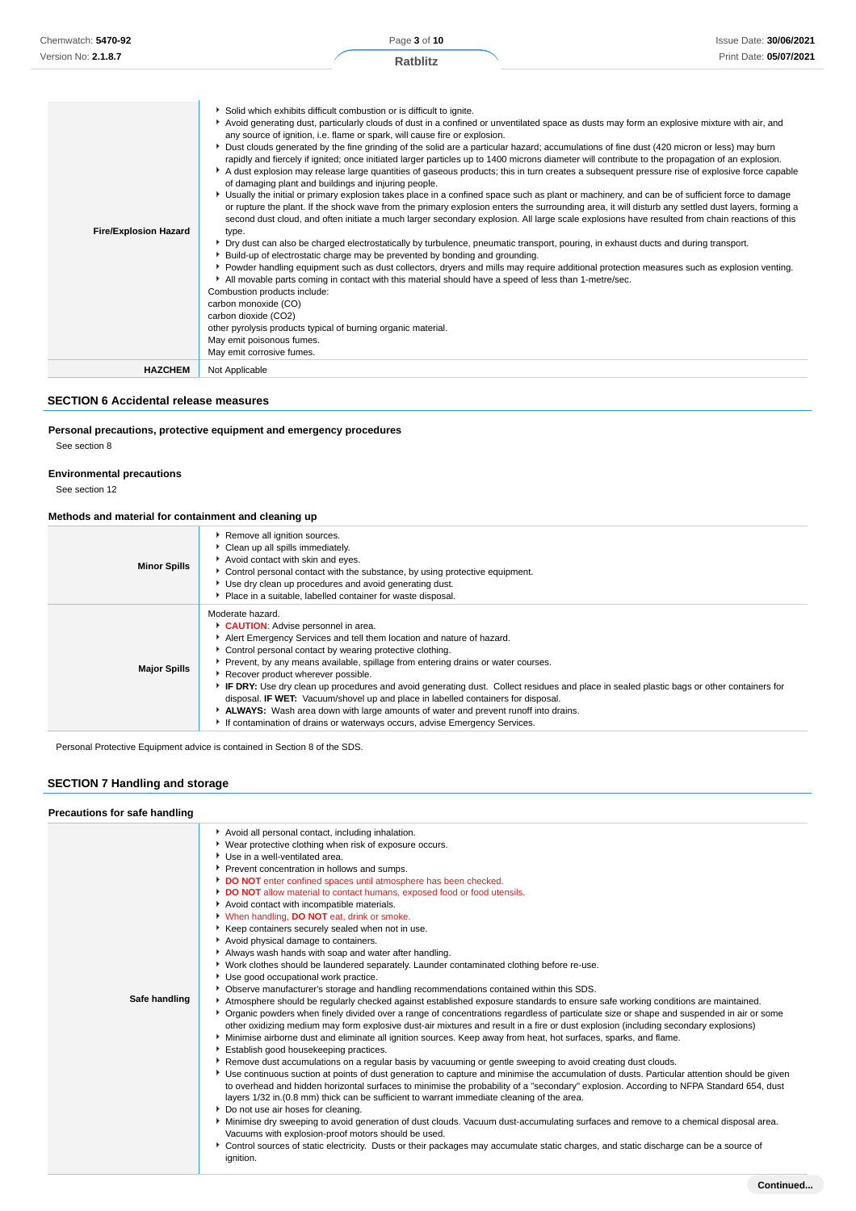| | |
|---|---|
| **Fire/Explosion Hazard** | ▸ Solid which exhibits difficult combustion or is difficult to ignite.<br>▸ Avoid generating dust, particularly clouds of dust in a confined or unventilated space as dusts may form an explosive mixture with air, and any source of ignition, i.e. flame or spark, will cause fire or explosion.<br>▸ Dust clouds generated by the fine grinding of the solid are a particular hazard; accumulations of fine dust (420 micron or less) may burn rapidly and fiercely if ignited; once initiated larger particles up to 1400 microns diameter will contribute to the propagation of an explosion.<br>▸ A dust explosion may release large quantities of gaseous products; this in turn creates a subsequent pressure rise of explosive force capable of damaging plant and buildings and injuring people.<br>▸ Usually the initial or primary explosion takes place in a confined space such as plant or machinery, and can be of sufficient force to damage or rupture the plant. If the shock wave from the primary explosion enters the surrounding area, it will disturb any settled dust layers, forming a second dust cloud, and often initiate a much larger secondary explosion. All large scale explosions have resulted from chain reactions of this type.<br>▸ Dry dust can also be charged electrostatically by turbulence, pneumatic transport, pouring, in exhaust ducts and during transport.<br>▸ Build-up of electrostatic charge may be prevented by bonding and grounding.<br>▸ Powder handling equipment such as dust collectors, dryers and mills may require additional protection measures such as explosion venting.<br>▸ All movable parts coming in contact with this material should have a speed of less than 1-metre/sec.<br>Combustion products include:<br>carbon monoxide (CO)<br>carbon dioxide (CO2)<br>other pyrolysis products typical of burning organic material.<br>May emit poisonous fumes.<br>May emit corrosive fumes. |
| **HAZCHEM** | Not Applicable |

## SECTION 6 Accidental release measures

### Personal precautions, protective equipment and emergency procedures

See section 8

### Environmental precautions

See section 12

### Methods and material for containment and cleaning up

| | |
|---|---|
| **Minor Spills** | ▸ Remove all ignition sources.<br>▸ Clean up all spills immediately.<br>▸ Avoid contact with skin and eyes.<br>▸ Control personal contact with the substance, by using protective equipment.<br>▸ Use dry clean up procedures and avoid generating dust.<br>▸ Place in a suitable, labelled container for waste disposal. |
| **Major Spills** | Moderate hazard.<br>▸ **CAUTION**: Advise personnel in area.<br>▸ Alert Emergency Services and tell them location and nature of hazard.<br>▸ Control personal contact by wearing protective clothing.<br>▸ Prevent, by any means available, spillage from entering drains or water courses.<br>▸ Recover product wherever possible.<br>▸ **IF DRY:** Use dry clean up procedures and avoid generating dust. Collect residues and place in sealed plastic bags or other containers for disposal. **IF WET:** Vacuum/shovel up and place in labelled containers for disposal.<br>▸ **ALWAYS:** Wash area down with large amounts of water and prevent runoff into drains.<br>▸ If contamination of drains or waterways occurs, advise Emergency Services. |

Personal Protective Equipment advice is contained in Section 8 of the SDS.

## SECTION 7 Handling and storage

### Precautions for safe handling

| | |
|---|---|
| **Safe handling** | ▸ Avoid all personal contact, including inhalation.<br>▸ Wear protective clothing when risk of exposure occurs.<br>▸ Use in a well-ventilated area.<br>▸ Prevent concentration in hollows and sumps.<br>▸ **DO NOT** enter confined spaces until atmosphere has been checked.<br>▸ **DO NOT** allow material to contact humans, exposed food or food utensils.<br>▸ Avoid contact with incompatible materials.<br>▸ When handling, **DO NOT** eat, drink or smoke.<br>▸ Keep containers securely sealed when not in use.<br>▸ Avoid physical damage to containers.<br>▸ Always wash hands with soap and water after handling.<br>▸ Work clothes should be laundered separately. Launder contaminated clothing before re-use.<br>▸ Use good occupational work practice.<br>▸ Observe manufacturer's storage and handling recommendations contained within this SDS.<br>▸ Atmosphere should be regularly checked against established exposure standards to ensure safe working conditions are maintained.<br>▸ Organic powders when finely divided over a range of concentrations regardless of particulate size or shape and suspended in air or some other oxidizing medium may form explosive dust-air mixtures and result in a fire or dust explosion (including secondary explosions)<br>▸ Minimise airborne dust and eliminate all ignition sources. Keep away from heat, hot surfaces, sparks, and flame.<br>▸ Establish good housekeeping practices.<br>▸ Remove dust accumulations on a regular basis by vacuuming or gentle sweeping to avoid creating dust clouds.<br>▸ Use continuous suction at points of dust generation to capture and minimise the accumulation of dusts. Particular attention should be given to overhead and hidden horizontal surfaces to minimise the probability of a "secondary" explosion. According to NFPA Standard 654, dust layers 1/32 in.(0.8 mm) thick can be sufficient to warrant immediate cleaning of the area.<br>▸ Do not use air hoses for cleaning.<br>▸ Minimise dry sweeping to avoid generation of dust clouds. Vacuum dust-accumulating surfaces and remove to a chemical disposal area. Vacuums with explosion-proof motors should be used.<br>▸ Control sources of static electricity. Dusts or their packages may accumulate static charges, and static discharge can be a source of ignition. |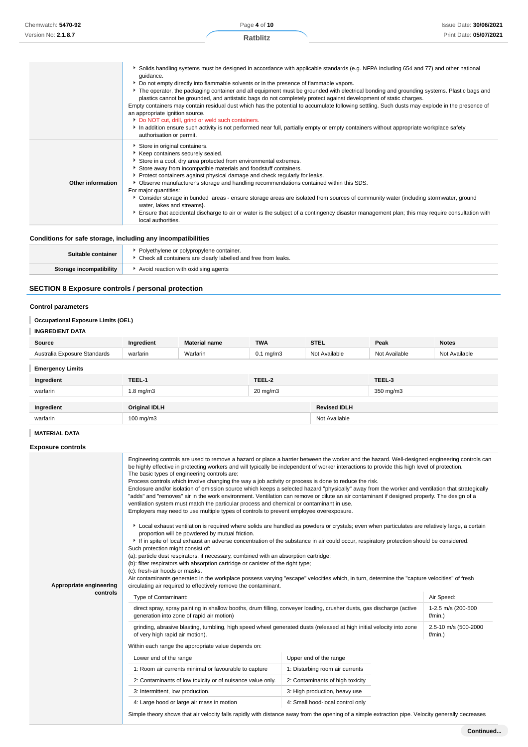| | |
|---|---|
| | ▸ Solids handling systems must be designed in accordance with applicable standards (e.g. NFPA including 654 and 77) and other national guidance.<br>▸ Do not empty directly into flammable solvents or in the presence of flammable vapors.<br>▸ The operator, the packaging container and all equipment must be grounded with electrical bonding and grounding systems. Plastic bags and plastics cannot be grounded, and antistatic bags do not completely protect against development of static charges.<br>Empty containers may contain residual dust which has the potential to accumulate following settling. Such dusts may explode in the presence of an appropriate ignition source.<br>▸ Do NOT cut, drill, grind or weld such containers.<br>▸ In addition ensure such activity is not performed near full, partially empty or empty containers without appropriate workplace safety authorisation or permit. |
| **Other information** | ▸ Store in original containers.<br>▸ Keep containers securely sealed.<br>▸ Store in a cool, dry area protected from environmental extremes.<br>▸ Store away from incompatible materials and foodstuff containers.<br>▸ Protect containers against physical damage and check regularly for leaks.<br>▸ Observe manufacturer's storage and handling recommendations contained within this SDS.<br>For major quantities:<br>▸ Consider storage in bunded areas - ensure storage areas are isolated from sources of community water (including stormwater, ground water, lakes and streams}.<br>▸ Ensure that accidental discharge to air or water is the subject of a contingency disaster management plan; this may require consultation with local authorities. |

### Conditions for safe storage, including any incompatibilities

| | |
|---|---|
| **Suitable container** | ▸ Polyethylene or polypropylene container.<br>▸ Check all containers are clearly labelled and free from leaks. |
| **Storage incompatibility** | ▸ Avoid reaction with oxidising agents |

## SECTION 8 Exposure controls / personal protection

### Control parameters

**Occupational Exposure Limits (OEL)**

**INGREDIENT DATA**

| Source | Ingredient | Material name | TWA | STEL | Peak | Notes |
|---|---|---|---|---|---|---|
| Australia Exposure Standards | warfarin | Warfarin | 0.1 mg/m3 | Not Available | Not Available | Not Available |

**Emergency Limits**

| Ingredient | TEEL-1 | TEEL-2 | TEEL-3 |
|---|---|---|---|
| warfarin | 1.8 mg/m3 | 20 mg/m3 | 350 mg/m3 |

| Ingredient | Original IDLH | Revised IDLH |
|---|---|---|
| warfarin | 100 mg/m3 | Not Available |

**MATERIAL DATA**

### Exposure controls

**Appropriate engineering controls**

Engineering controls are used to remove a hazard or place a barrier between the worker and the hazard. Well-designed engineering controls can be highly effective in protecting workers and will typically be independent of worker interactions to provide this high level of protection.
The basic types of engineering controls are:
Process controls which involve changing the way a job activity or process is done to reduce the risk.
Enclosure and/or isolation of emission source which keeps a selected hazard "physically" away from the worker and ventilation that strategically "adds" and "removes" air in the work environment. Ventilation can remove or dilute an air contaminant if designed properly. The design of a ventilation system must match the particular process and chemical or contaminant in use.
Employers may need to use multiple types of controls to prevent employee overexposure.

▸ Local exhaust ventilation is required where solids are handled as powders or crystals; even when particulates are relatively large, a certain proportion will be powdered by mutual friction.
▸ If in spite of local exhaust an adverse concentration of the substance in air could occur, respiratory protection should be considered.
Such protection might consist of:
(a): particle dust respirators, if necessary, combined with an absorption cartridge;
(b): filter respirators with absorption cartridge or canister of the right type;
(c): fresh-air hoods or masks.
Air contaminants generated in the workplace possess varying "escape" velocities which, in turn, determine the "capture velocities" of fresh circulating air required to effectively remove the contaminant.

| Type of Contaminant: | Air Speed: |
|---|---|
| direct spray, spray painting in shallow booths, drum filling, conveyer loading, crusher dusts, gas discharge (active generation into zone of rapid air motion) | 1-2.5 m/s (200-500 f/min.) |
| grinding, abrasive blasting, tumbling, high speed wheel generated dusts (released at high initial velocity into zone of very high rapid air motion). | 2.5-10 m/s (500-2000 f/min.) |

Within each range the appropriate value depends on:

| Lower end of the range | Upper end of the range |
|---|---|
| 1: Room air currents minimal or favourable to capture | 1: Disturbing room air currents |
| 2: Contaminants of low toxicity or of nuisance value only. | 2: Contaminants of high toxicity |
| 3: Intermittent, low production. | 3: High production, heavy use |
| 4: Large hood or large air mass in motion | 4: Small hood-local control only |

Simple theory shows that air velocity falls rapidly with distance away from the opening of a simple extraction pipe. Velocity generally decreases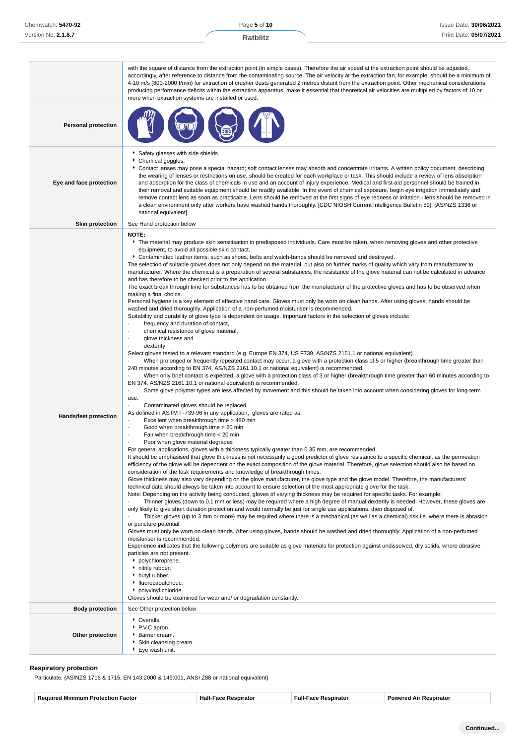| | |
|---|---|
| | with the square of distance from the extraction point (in simple cases). Therefore the air speed at the extraction point should be adjusted, accordingly, after reference to distance from the contaminating source. The air velocity at the extraction fan, for example, should be a minimum of 4-10 m/s (800-2000 f/min) for extraction of crusher dusts generated 2 metres distant from the extraction point. Other mechanical considerations, producing performance deficits within the extraction apparatus, make it essential that theoretical air velocities are multiplied by factors of 10 or more when extraction systems are installed or used. |
| **Personal protection** | |
| **Eye and face protection** | ▸ Safety glasses with side shields.<br>▸ Chemical goggles.<br>▸ Contact lenses may pose a special hazard; soft contact lenses may absorb and concentrate irritants. A written policy document, describing the wearing of lenses or restrictions on use, should be created for each workplace or task. This should include a review of lens absorption and adsorption for the class of chemicals in use and an account of injury experience. Medical and first-aid personnel should be trained in their removal and suitable equipment should be readily available. In the event of chemical exposure, begin eye irrigation immediately and remove contact lens as soon as practicable. Lens should be removed at the first signs of eye redness or irritation - lens should be removed in a clean environment only after workers have washed hands thoroughly. [CDC NIOSH Current Intelligence Bulletin 59], [AS/NZS 1336 or national equivalent] |
| **Skin protection** | See Hand protection below |
| **Hands/feet protection** | **NOTE:**<br>▸ The material may produce skin sensitisation in predisposed individuals. Care must be taken, when removing gloves and other protective equipment, to avoid all possible skin contact.<br>▸ Contaminated leather items, such as shoes, belts and watch-bands should be removed and destroyed.<br>The selection of suitable gloves does not only depend on the material, but also on further marks of quality which vary from manufacturer to manufacturer. Where the chemical is a preparation of several substances, the resistance of the glove material can not be calculated in advance and has therefore to be checked prior to the application.<br>The exact break through time for substances has to be obtained from the manufacturer of the protective gloves and has to be observed when making a final choice.<br>Personal hygiene is a key element of effective hand care. Gloves must only be worn on clean hands. After using gloves, hands should be washed and dried thoroughly. Application of a non-perfumed moisturiser is recommended.<br>Suitability and durability of glove type is dependent on usage. Important factors in the selection of gloves include:<br>· frequency and duration of contact,<br>· chemical resistance of glove material,<br>· glove thickness and<br>· dexterity<br>Select gloves tested to a relevant standard (e.g. Europe EN 374, US F739, AS/NZS 2161.1 or national equivalent).<br>· When prolonged or frequently repeated contact may occur, a glove with a protection class of 5 or higher (breakthrough time greater than 240 minutes according to EN 374, AS/NZS 2161.10.1 or national equivalent) is recommended.<br>· When only brief contact is expected, a glove with a protection class of 3 or higher (breakthrough time greater than 60 minutes according to EN 374, AS/NZS 2161.10.1 or national equivalent) is recommended.<br>· Some glove polymer types are less affected by movement and this should be taken into account when considering gloves for long-term use.<br>· Contaminated gloves should be replaced.<br>As defined in ASTM F-739-96 in any application, gloves are rated as:<br>· Excellent when breakthrough time > 480 min<br>· Good when breakthrough time > 20 min<br>· Fair when breakthrough time < 20 min<br>· Poor when glove material degrades<br>For general applications, gloves with a thickness typically greater than 0.35 mm, are recommended.<br>It should be emphasised that glove thickness is not necessarily a good predictor of glove resistance to a specific chemical, as the permeation efficiency of the glove will be dependent on the exact composition of the glove material. Therefore, glove selection should also be based on consideration of the task requirements and knowledge of breakthrough times.<br>Glove thickness may also vary depending on the glove manufacturer, the glove type and the glove model. Therefore, the manufacturers' technical data should always be taken into account to ensure selection of the most appropriate glove for the task.<br>Note: Depending on the activity being conducted, gloves of varying thickness may be required for specific tasks. For example:<br>· Thinner gloves (down to 0.1 mm or less) may be required where a high degree of manual dexterity is needed. However, these gloves are only likely to give short duration protection and would normally be just for single use applications, then disposed of.<br>· Thicker gloves (up to 3 mm or more) may be required where there is a mechanical (as well as a chemical) risk i.e. where there is abrasion or puncture potential<br>Gloves must only be worn on clean hands. After using gloves, hands should be washed and dried thoroughly. Application of a non-perfumed moisturiser is recommended.<br>Experience indicates that the following polymers are suitable as glove materials for protection against undissolved, dry solids, where abrasive particles are not present.<br>▸ polychloroprene.<br>▸ nitrile rubber.<br>▸ butyl rubber.<br>▸ fluorocaoutchouc.<br>▸ polyvinyl chloride.<br>Gloves should be examined for wear and/ or degradation constantly. |
| **Body protection** | See Other protection below |
| **Other protection** | ▸ Overalls.<br>▸ P.V.C apron.<br>▸ Barrier cream.<br>▸ Skin cleansing cream.<br>▸ Eye wash unit. |

### Respiratory protection

Particulate. (AS/NZS 1716 & 1715, EN 143:2000 & 149:001, ANSI Z88 or national equivalent)

| Required Minimum Protection Factor | Half-Face Respirator | Full-Face Respirator | Powered Air Respirator |
|---|---|---|---|

Continued...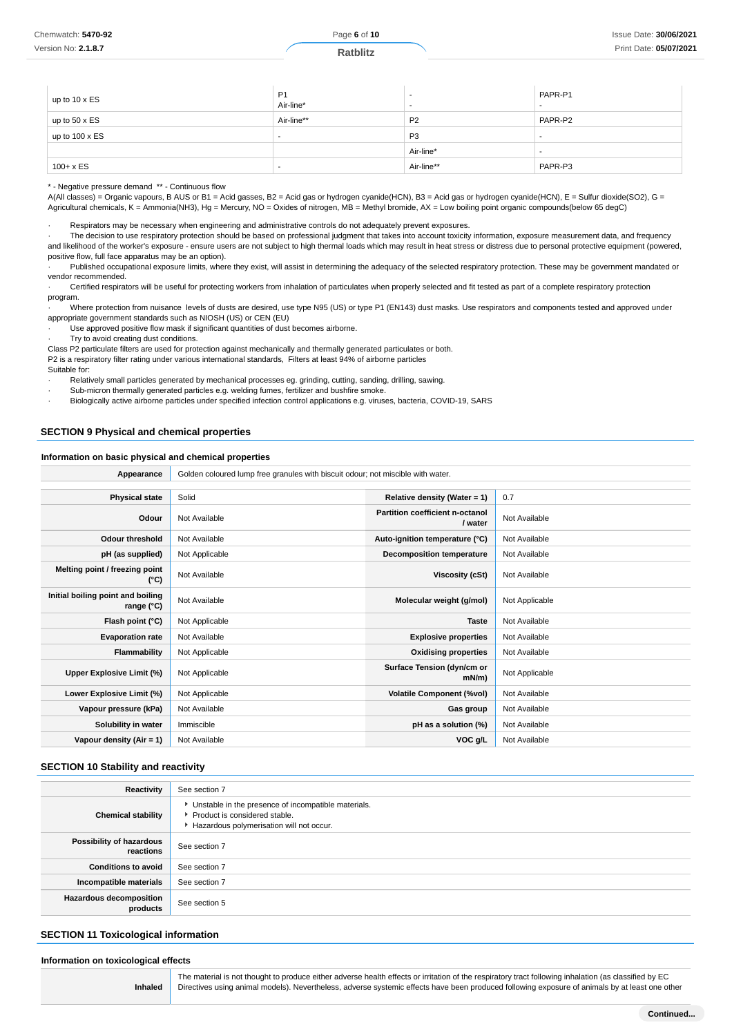| up to 10 x ES | P1<br>Air-line* | -<br>- | PAPR-P1<br>- |
|---|---|---|---|
| up to 50 x ES | Air-line** | P2 | PAPR-P2 |
| up to 100 x ES | - | P3 | - |
| | | Air-line* | - |
| 100+ x ES | - | Air-line** | PAPR-P3 |

* - Negative pressure demand ** - Continuous flow

A(All classes) = Organic vapours, B AUS or B1 = Acid gasses, B2 = Acid gas or hydrogen cyanide(HCN), B3 = Acid gas or hydrogen cyanide(HCN), E = Sulfur dioxide(SO2), G = Agricultural chemicals, K = Ammonia(NH3), Hg = Mercury, NO = Oxides of nitrogen, MB = Methyl bromide, AX = Low boiling point organic compounds(below 65 degC)

- Respirators may be necessary when engineering and administrative controls do not adequately prevent exposures.
- The decision to use respiratory protection should be based on professional judgment that takes into account toxicity information, exposure measurement data, and frequency and likelihood of the worker's exposure - ensure users are not subject to high thermal loads which may result in heat stress or distress due to personal protective equipment (powered, positive flow, full face apparatus may be an option).
- Published occupational exposure limits, where they exist, will assist in determining the adequacy of the selected respiratory protection. These may be government mandated or vendor recommended.
- Certified respirators will be useful for protecting workers from inhalation of particulates when properly selected and fit tested as part of a complete respiratory protection program.
- Where protection from nuisance levels of dusts are desired, use type N95 (US) or type P1 (EN143) dust masks. Use respirators and components tested and approved under appropriate government standards such as NIOSH (US) or CEN (EU)
- Use approved positive flow mask if significant quantities of dust becomes airborne.
- Try to avoid creating dust conditions.

Class P2 particulate filters are used for protection against mechanically and thermally generated particulates or both.
P2 is a respiratory filter rating under various international standards, Filters at least 94% of airborne particles
Suitable for:

- Relatively small particles generated by mechanical processes eg. grinding, cutting, sanding, drilling, sawing.
- Sub-micron thermally generated particles e.g. welding fumes, fertilizer and bushfire smoke.
- Biologically active airborne particles under specified infection control applications e.g. viruses, bacteria, COVID-19, SARS

## SECTION 9 Physical and chemical properties

### Information on basic physical and chemical properties

| Appearance | Golden coloured lump free granules with biscuit odour; not miscible with water. | | |
|---|---|---|---|
| Physical state | Solid | Relative density (Water = 1) | 0.7 |
| Odour | Not Available | Partition coefficient n-octanol / water | Not Available |
| Odour threshold | Not Available | Auto-ignition temperature (°C) | Not Available |
| pH (as supplied) | Not Applicable | Decomposition temperature | Not Available |
| Melting point / freezing point (°C) | Not Available | Viscosity (cSt) | Not Available |
| Initial boiling point and boiling range (°C) | Not Available | Molecular weight (g/mol) | Not Applicable |
| Flash point (°C) | Not Applicable | Taste | Not Available |
| Evaporation rate | Not Available | Explosive properties | Not Available |
| Flammability | Not Applicable | Oxidising properties | Not Available |
| Upper Explosive Limit (%) | Not Applicable | Surface Tension (dyn/cm or mN/m) | Not Applicable |
| Lower Explosive Limit (%) | Not Applicable | Volatile Component (%vol) | Not Available |
| Vapour pressure (kPa) | Not Available | Gas group | Not Available |
| Solubility in water | Immiscible | pH as a solution (%) | Not Available |
| Vapour density (Air = 1) | Not Available | VOC g/L | Not Available |

## SECTION 10 Stability and reactivity

| Reactivity | See section 7 |
|---|---|
| Chemical stability | - Unstable in the presence of incompatible materials.<br>- Product is considered stable.<br>- Hazardous polymerisation will not occur. |
| Possibility of hazardous reactions | See section 7 |
| Conditions to avoid | See section 7 |
| Incompatible materials | See section 7 |
| Hazardous decomposition products | See section 5 |

## SECTION 11 Toxicological information

### Information on toxicological effects

| Inhaled | The material is not thought to produce either adverse health effects or irritation of the respiratory tract following inhalation (as classified by EC Directives using animal models). Nevertheless, adverse systemic effects have been produced following exposure of animals by at least one other |
|---|---|

Continued...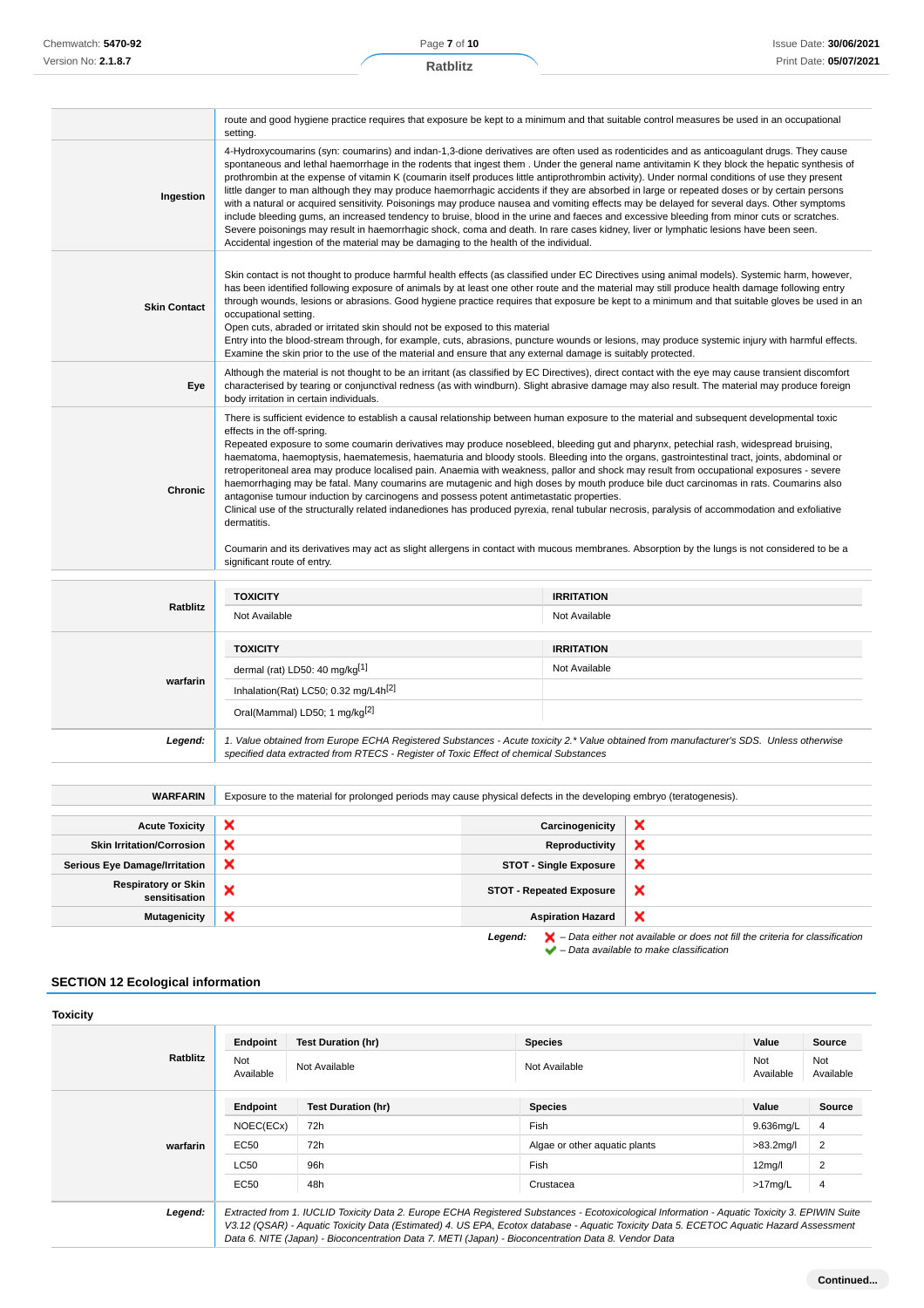| | |
|---|---|
| | route and good hygiene practice requires that exposure be kept to a minimum and that suitable control measures be used in an occupational setting. |
| **Ingestion** | 4-Hydroxycoumarins (syn: coumarins) and indan-1,3-dione derivatives are often used as rodenticides and as anticoagulant drugs. They cause spontaneous and lethal haemorrhage in the rodents that ingest them . Under the general name antivitamin K they block the hepatic synthesis of prothrombin at the expense of vitamin K (coumarin itself produces little antiprothrombin activity). Under normal conditions of use they present little danger to man although they may produce haemorrhagic accidents if they are absorbed in large or repeated doses or by certain persons with a natural or acquired sensitivity. Poisonings may produce nausea and vomiting effects may be delayed for several days. Other symptoms include bleeding gums, an increased tendency to bruise, blood in the urine and faeces and excessive bleeding from minor cuts or scratches. Severe poisonings may result in haemorrhagic shock, coma and death. In rare cases kidney, liver or lymphatic lesions have been seen. Accidental ingestion of the material may be damaging to the health of the individual. |
| **Skin Contact** | Skin contact is not thought to produce harmful health effects (as classified under EC Directives using animal models). Systemic harm, however, has been identified following exposure of animals by at least one other route and the material may still produce health damage following entry through wounds, lesions or abrasions. Good hygiene practice requires that exposure be kept to a minimum and that suitable gloves be used in an occupational setting.<br>Open cuts, abraded or irritated skin should not be exposed to this material<br>Entry into the blood-stream through, for example, cuts, abrasions, puncture wounds or lesions, may produce systemic injury with harmful effects. Examine the skin prior to the use of the material and ensure that any external damage is suitably protected. |
| **Eye** | Although the material is not thought to be an irritant (as classified by EC Directives), direct contact with the eye may cause transient discomfort characterised by tearing or conjunctival redness (as with windburn). Slight abrasive damage may also result. The material may produce foreign body irritation in certain individuals. |
| **Chronic** | There is sufficient evidence to establish a causal relationship between human exposure to the material and subsequent developmental toxic effects in the off-spring.<br>Repeated exposure to some coumarin derivatives may produce nosebleed, bleeding gut and pharynx, petechial rash, widespread bruising, haematoma, haemoptysis, haematemesis, haematuria and bloody stools. Bleeding into the organs, gastrointestinal tract, joints, abdominal or retroperitoneal area may produce localised pain. Anaemia with weakness, pallor and shock may result from occupational exposures - severe haemorrhaging may be fatal. Many coumarins are mutagenic and high doses by mouth produce bile duct carcinomas in rats. Coumarins also antagonise tumour induction by carcinogens and possess potent antimetastatic properties.<br>Clinical use of the structurally related indanediones has produced pyrexia, renal tubular necrosis, paralysis of accommodation and exfoliative dermatitis.<br><br>Coumarin and its derivatives may act as slight allergens in contact with mucous membranes. Absorption by the lungs is not considered to be a significant route of entry. |

| | TOXICITY | IRRITATION |
|---|---|---|
| **Ratblitz** | Not Available | Not Available |
| | **TOXICITY** | **IRRITATION** |
| **warfarin** | dermal (rat) LD50: 40 mg/kg[1] | Not Available |
| | Inhalation(Rat) LC50; 0.32 mg/L4h[2] | |
| | Oral(Mammal) LD50; 1 mg/kg[2] | |
| ***Legend:*** | *1. Value obtained from Europe ECHA Registered Substances - Acute toxicity 2.\* Value obtained from manufacturer's SDS. Unless otherwise specified data extracted from RTECS - Register of Toxic Effect of chemical Substances* | |

| | |
|---|---|
| **WARFARIN** | Exposure to the material for prolonged periods may cause physical defects in the developing embryo (teratogenesis). |

| | | | |
|---|---|---|---|
| **Acute Toxicity** | ✘ | **Carcinogenicity** | ✘ |
| **Skin Irritation/Corrosion** | ✘ | **Reproductivity** | ✘ |
| **Serious Eye Damage/Irritation** | ✘ | **STOT - Single Exposure** | ✘ |
| **Respiratory or Skin sensitisation** | ✘ | **STOT - Repeated Exposure** | ✘ |
| **Mutagenicity** | ✘ | **Aspiration Hazard** | ✘ |

***Legend:*** ✘ *– Data either not available or does not fill the criteria for classification*
✔ *– Data available to make classification*

## SECTION 12 Ecological information

### Toxicity

| | Endpoint | Test Duration (hr) | Species | Value | Source |
|---|---|---|---|---|---|
| **Ratblitz** | Not Available | Not Available | Not Available | Not Available | Not Available |
| | **Endpoint** | **Test Duration (hr)** | **Species** | **Value** | **Source** |
| **warfarin** | NOEC(ECx) | 72h | Fish | 9.636mg/L | 4 |
| | EC50 | 72h | Algae or other aquatic plants | >83.2mg/l | 2 |
| | LC50 | 96h | Fish | 12mg/l | 2 |
| | EC50 | 48h | Crustacea | >17mg/L | 4 |
| ***Legend:*** | *Extracted from 1. IUCLID Toxicity Data 2. Europe ECHA Registered Substances - Ecotoxicological Information - Aquatic Toxicity 3. EPIWIN Suite V3.12 (QSAR) - Aquatic Toxicity Data (Estimated) 4. US EPA, Ecotox database - Aquatic Toxicity Data 5. ECETOC Aquatic Hazard Assessment Data 6. NITE (Japan) - Bioconcentration Data 7. METI (Japan) - Bioconcentration Data 8. Vendor Data* | | | | |

**Continued...**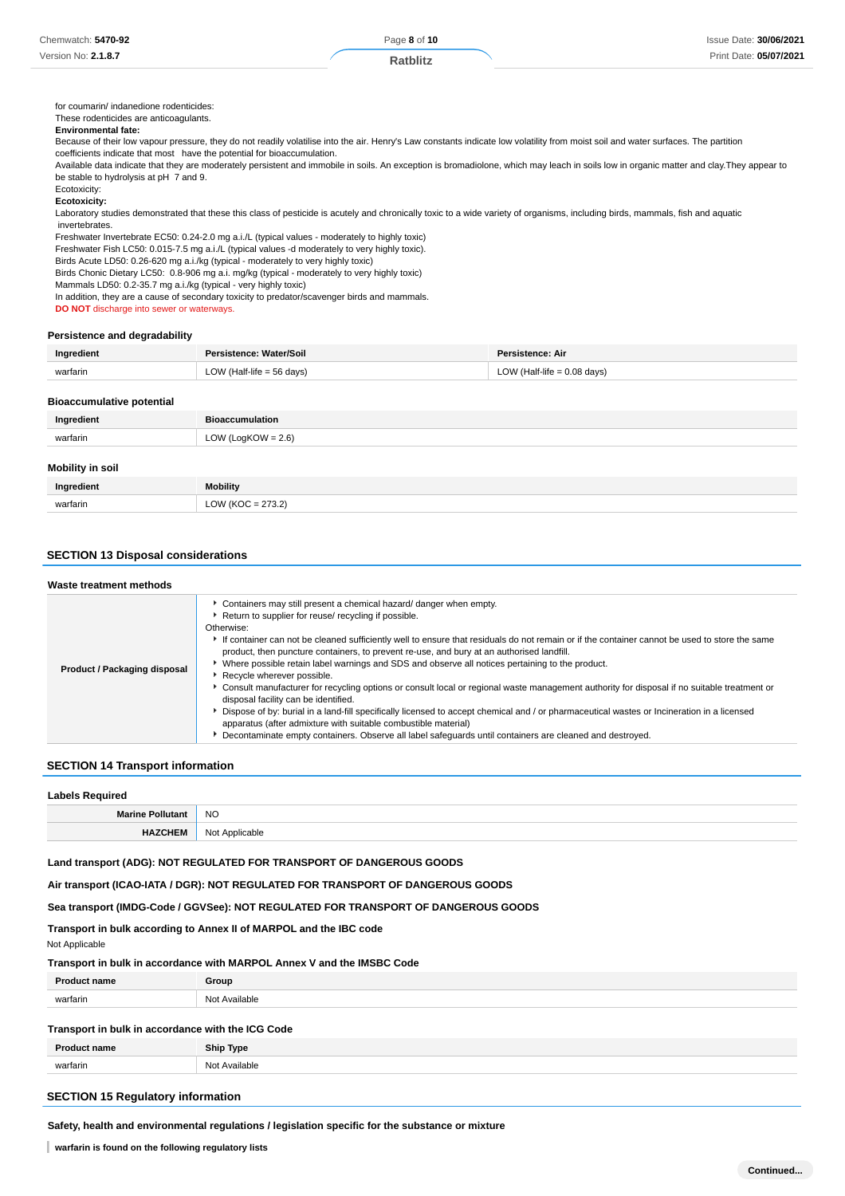for coumarin/ indanedione rodenticides:
These rodenticides are anticoagulants.
**Environmental fate:**
Because of their low vapour pressure, they do not readily volatilise into the air. Henry's Law constants indicate low volatility from moist soil and water surfaces. The partition coefficients indicate that most have the potential for bioaccumulation.
Available data indicate that they are moderately persistent and immobile in soils. An exception is bromadiolone, which may leach in soils low in organic matter and clay.They appear to be stable to hydrolysis at pH 7 and 9.
Ecotoxicity:
**Ecotoxicity:**
Laboratory studies demonstrated that these this class of pesticide is acutely and chronically toxic to a wide variety of organisms, including birds, mammals, fish and aquatic invertebrates.
Freshwater Invertebrate EC50: 0.24-2.0 mg a.i./L (typical values - moderately to highly toxic)
Freshwater Fish LC50: 0.015-7.5 mg a.i./L (typical values -d moderately to very highly toxic).
Birds Acute LD50: 0.26-620 mg a.i./kg (typical - moderately to very highly toxic)
Birds Chonic Dietary LC50: 0.8-906 mg a.i. mg/kg (typical - moderately to very highly toxic)
Mammals LD50: 0.2-35.7 mg a.i./kg (typical - very highly toxic)
In addition, they are a cause of secondary toxicity to predator/scavenger birds and mammals.
**DO NOT** discharge into sewer or waterways.

### Persistence and degradability

| Ingredient | Persistence: Water/Soil | Persistence: Air |
|---|---|---|
| warfarin | LOW (Half-life = 56 days) | LOW (Half-life = 0.08 days) |

### Bioaccumulative potential

| Ingredient | Bioaccumulation |
|---|---|
| warfarin | LOW (LogKOW = 2.6) |

### Mobility in soil

| Ingredient | Mobility |
|---|---|
| warfarin | LOW (KOC = 273.2) |

## SECTION 13 Disposal considerations

### Waste treatment methods

| | |
|---|---|
| **Product / Packaging disposal** | ▸ Containers may still present a chemical hazard/ danger when empty. ▸ Return to supplier for reuse/ recycling if possible. Otherwise: ▸ If container can not be cleaned sufficiently well to ensure that residuals do not remain or if the container cannot be used to store the same product, then puncture containers, to prevent re-use, and bury at an authorised landfill. ▸ Where possible retain label warnings and SDS and observe all notices pertaining to the product. ▸ Recycle wherever possible. ▸ Consult manufacturer for recycling options or consult local or regional waste management authority for disposal if no suitable treatment or disposal facility can be identified. ▸ Dispose of by: burial in a land-fill specifically licensed to accept chemical and / or pharmaceutical wastes or Incineration in a licensed apparatus (after admixture with suitable combustible material) ▸ Decontaminate empty containers. Observe all label safeguards until containers are cleaned and destroyed. |

## SECTION 14 Transport information

### Labels Required

| | |
|---|---|
| **Marine Pollutant** | NO |
| **HAZCHEM** | Not Applicable |

**Land transport (ADG): NOT REGULATED FOR TRANSPORT OF DANGEROUS GOODS**

**Air transport (ICAO-IATA / DGR): NOT REGULATED FOR TRANSPORT OF DANGEROUS GOODS**

**Sea transport (IMDG-Code / GGVSee): NOT REGULATED FOR TRANSPORT OF DANGEROUS GOODS**

**Transport in bulk according to Annex II of MARPOL and the IBC code**

Not Applicable

**Transport in bulk in accordance with MARPOL Annex V and the IMSBC Code**

| Product name | Group |
|---|---|
| warfarin | Not Available |

**Transport in bulk in accordance with the ICG Code**

| Product name | Ship Type |
|---|---|
| warfarin | Not Available |

## SECTION 15 Regulatory information

**Safety, health and environmental regulations / legislation specific for the substance or mixture**

**warfarin is found on the following regulatory lists**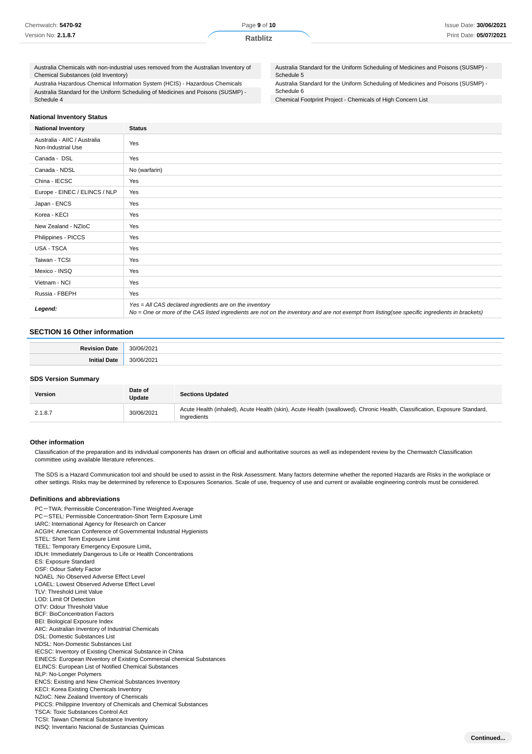| | |
|---|---|
| Australia Chemicals with non-industrial uses removed from the Australian Inventory of Chemical Substances (old Inventory) | Australia Standard for the Uniform Scheduling of Medicines and Poisons (SUSMP) - Schedule 5 |
| Australia Hazardous Chemical Information System (HCIS) - Hazardous Chemicals | Australia Standard for the Uniform Scheduling of Medicines and Poisons (SUSMP) - Schedule 6 |
| Australia Standard for the Uniform Scheduling of Medicines and Poisons (SUSMP) - Schedule 4 | Chemical Footprint Project - Chemicals of High Concern List |

**National Inventory Status**

| National Inventory | Status |
|---|---|
| Australia - AIIC / Australia Non-Industrial Use | Yes |
| Canada - DSL | Yes |
| Canada - NDSL | No (warfarin) |
| China - IECSC | Yes |
| Europe - EINEC / ELINCS / NLP | Yes |
| Japan - ENCS | Yes |
| Korea - KECI | Yes |
| New Zealand - NZIoC | Yes |
| Philippines - PICCS | Yes |
| USA - TSCA | Yes |
| Taiwan - TCSI | Yes |
| Mexico - INSQ | Yes |
| Vietnam - NCI | Yes |
| Russia - FBEPH | Yes |
| ***Legend:*** | *Yes = All CAS declared ingredients are on the inventory*<br>*No = One or more of the CAS listed ingredients are not on the inventory and are not exempt from listing(see specific ingredients in brackets)* |

## SECTION 16 Other information

| | |
|---|---|
| **Revision Date** | 30/06/2021 |
| **Initial Date** | 30/06/2021 |

### SDS Version Summary

| Version | Date of Update | Sections Updated |
|---|---|---|
| 2.1.8.7 | 30/06/2021 | Acute Health (inhaled), Acute Health (skin), Acute Health (swallowed), Chronic Health, Classification, Exposure Standard, Ingredients |

### Other information

Classification of the preparation and its individual components has drawn on official and authoritative sources as well as independent review by the Chemwatch Classification committee using available literature references.

The SDS is a Hazard Communication tool and should be used to assist in the Risk Assessment. Many factors determine whether the reported Hazards are Risks in the workplace or other settings. Risks may be determined by reference to Exposures Scenarios. Scale of use, frequency of use and current or available engineering controls must be considered.

### Definitions and abbreviations

PC－TWA: Permissible Concentration-Time Weighted Average
PC－STEL: Permissible Concentration-Short Term Exposure Limit
IARC: International Agency for Research on Cancer
ACGIH: American Conference of Governmental Industrial Hygienists
STEL: Short Term Exposure Limit
TEEL: Temporary Emergency Exposure Limit。
IDLH: Immediately Dangerous to Life or Health Concentrations
ES: Exposure Standard
OSF: Odour Safety Factor
NOAEL :No Observed Adverse Effect Level
LOAEL: Lowest Observed Adverse Effect Level
TLV: Threshold Limit Value
LOD: Limit Of Detection
OTV: Odour Threshold Value
BCF: BioConcentration Factors
BEI: Biological Exposure Index
AIIC: Australian Inventory of Industrial Chemicals
DSL: Domestic Substances List
NDSL: Non-Domestic Substances List
IECSC: Inventory of Existing Chemical Substance in China
EINECS: European INventory of Existing Commercial chemical Substances
ELINCS: European List of Notified Chemical Substances
NLP: No-Longer Polymers
ENCS: Existing and New Chemical Substances Inventory
KECI: Korea Existing Chemicals Inventory
NZIoC: New Zealand Inventory of Chemicals
PICCS: Philippine Inventory of Chemicals and Chemical Substances
TSCA: Toxic Substances Control Act
TCSI: Taiwan Chemical Substance Inventory
INSQ: Inventario Nacional de Sustancias Químicas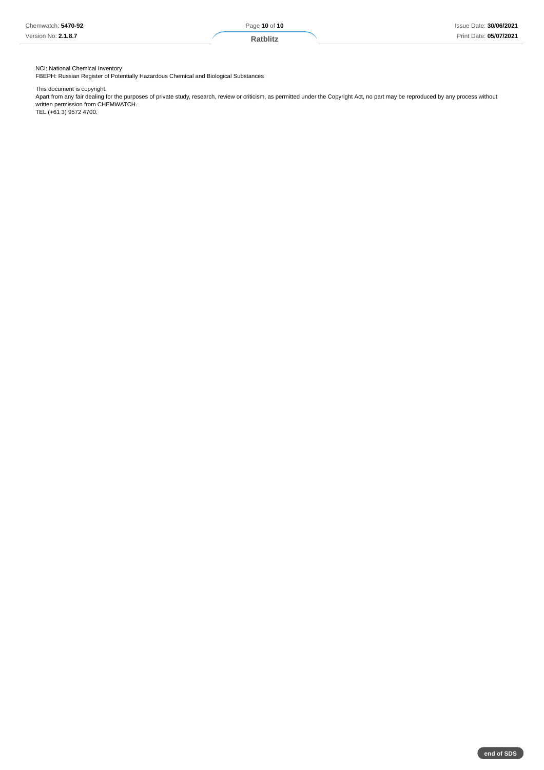NCI: National Chemical Inventory
FBEPH: Russian Register of Potentially Hazardous Chemical and Biological Substances

This document is copyright.
Apart from any fair dealing for the purposes of private study, research, review or criticism, as permitted under the Copyright Act, no part may be reproduced by any process without written permission from CHEMWATCH.
TEL (+61 3) 9572 4700.

end of SDS